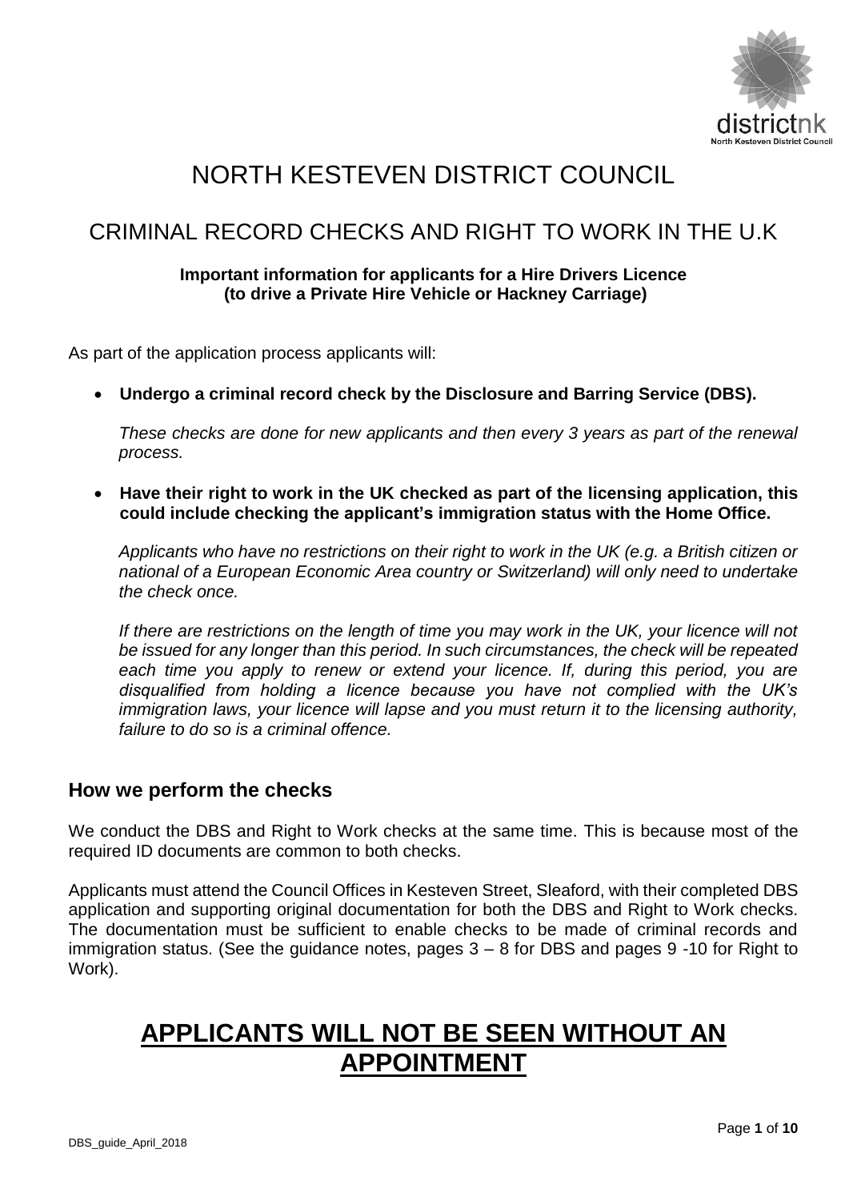# NORTH KESTEVEN DISTRICT COUNCIL

## CRIMINAL RECORD CHECKS AND RIGHT TO WORK IN THE U.K

**Important information for applicants for a Hire Drivers Licence (to drive a Private Hire Vehicle or Hackney Carriage)**

As part of the application process applicants will:

- **Undergo a criminal record check by the Disclosure and Barring Service (DBS).**

  *These checks are done for new applicants and then every 3 years as part of the renewal process.*

- **Have their right to work in the UK checked as part of the licensing application, this could include checking the applicant's immigration status with the Home Office.**

  *Applicants who have no restrictions on their right to work in the UK (e.g. a British citizen or national of a European Economic Area country or Switzerland) will only need to undertake the check once.*

  *If there are restrictions on the length of time you may work in the UK, your licence will not be issued for any longer than this period. In such circumstances, the check will be repeated each time you apply to renew or extend your licence. If, during this period, you are disqualified from holding a licence because you have not complied with the UK's immigration laws, your licence will lapse and you must return it to the licensing authority, failure to do so is a criminal offence.*

### How we perform the checks

We conduct the DBS and Right to Work checks at the same time. This is because most of the required ID documents are common to both checks.

Applicants must attend the Council Offices in Kesteven Street, Sleaford, with their completed DBS application and supporting original documentation for both the DBS and Right to Work checks. The documentation must be sufficient to enable checks to be made of criminal records and immigration status. (See the guidance notes, pages 3 – 8 for DBS and pages 9 -10 for Right to Work).

## **APPLICANTS WILL NOT BE SEEN WITHOUT AN APPOINTMENT**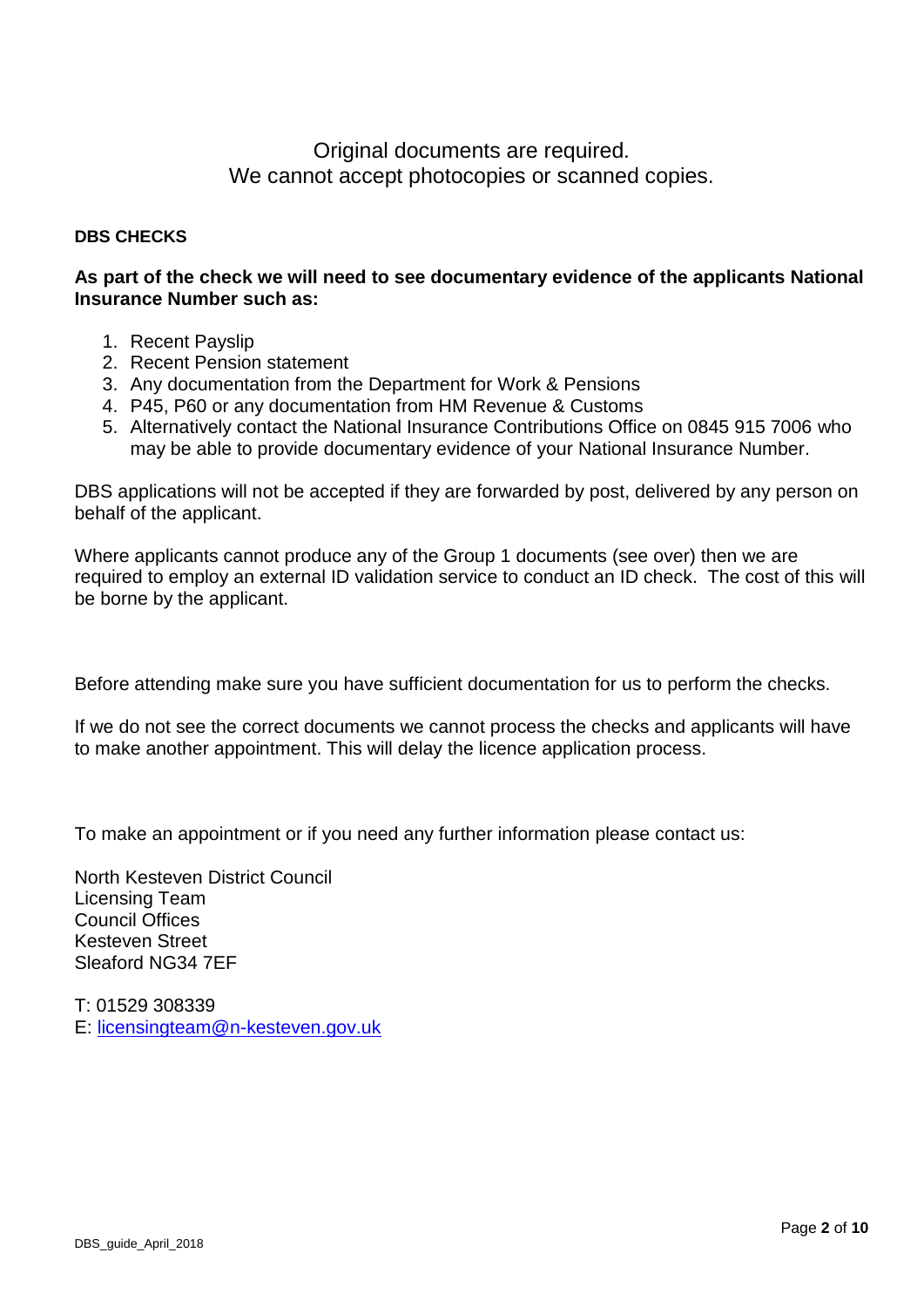Original documents are required.
We cannot accept photocopies or scanned copies.

**DBS CHECKS**

**As part of the check we will need to see documentary evidence of the applicants National Insurance Number such as:**

1. Recent Payslip
2. Recent Pension statement
3. Any documentation from the Department for Work & Pensions
4. P45, P60 or any documentation from HM Revenue & Customs
5. Alternatively contact the National Insurance Contributions Office on 0845 915 7006 who may be able to provide documentary evidence of your National Insurance Number.

DBS applications will not be accepted if they are forwarded by post, delivered by any person on behalf of the applicant.

Where applicants cannot produce any of the Group 1 documents (see over) then we are required to employ an external ID validation service to conduct an ID check. The cost of this will be borne by the applicant.

Before attending make sure you have sufficient documentation for us to perform the checks.

If we do not see the correct documents we cannot process the checks and applicants will have to make another appointment. This will delay the licence application process.

To make an appointment or if you need any further information please contact us:

North Kesteven District Council
Licensing Team
Council Offices
Kesteven Street
Sleaford NG34 7EF

T: 01529 308339
E: licensingteam@n-kesteven.gov.uk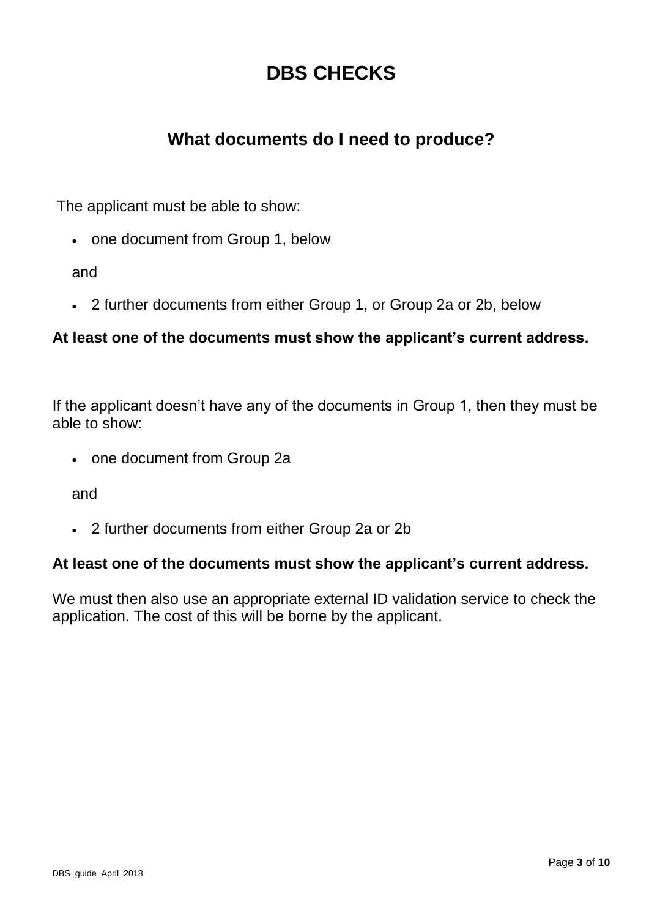# DBS CHECKS

## What documents do I need to produce?

The applicant must be able to show:

- one document from Group 1, below

  and

- 2 further documents from either Group 1, or Group 2a or 2b, below

**At least one of the documents must show the applicant's current address.**

If the applicant doesn't have any of the documents in Group 1, then they must be able to show:

- one document from Group 2a

  and

- 2 further documents from either Group 2a or 2b

**At least one of the documents must show the applicant's current address.**

We must then also use an appropriate external ID validation service to check the application. The cost of this will be borne by the applicant.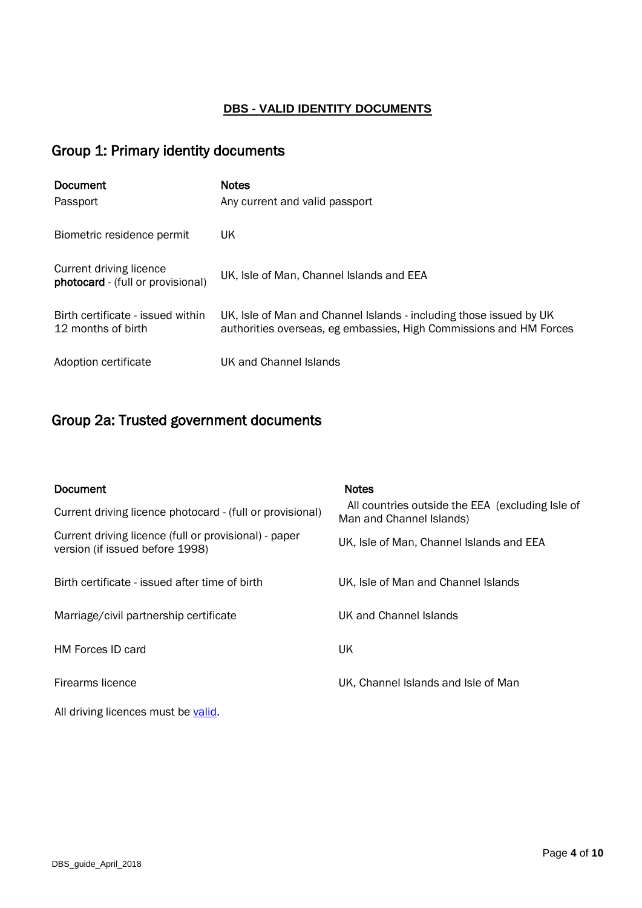**DBS - VALID IDENTITY DOCUMENTS**

## Group 1: Primary identity documents

| Document | Notes |
|---|---|
| Passport | Any current and valid passport |
| Biometric residence permit | UK |
| Current driving licence **photocard** - (full or provisional) | UK, Isle of Man, Channel Islands and EEA |
| Birth certificate - issued within 12 months of birth | UK, Isle of Man and Channel Islands - including those issued by UK authorities overseas, eg embassies, High Commissions and HM Forces |
| Adoption certificate | UK and Channel Islands |

## Group 2a: Trusted government documents

| Document | Notes |
|---|---|
| Current driving licence photocard - (full or provisional) | All countries outside the EEA (excluding Isle of Man and Channel Islands) |
| Current driving licence (full or provisional) - paper version (if issued before 1998) | UK, Isle of Man, Channel Islands and EEA |
| Birth certificate - issued after time of birth | UK, Isle of Man and Channel Islands |
| Marriage/civil partnership certificate | UK and Channel Islands |
| HM Forces ID card | UK |
| Firearms licence | UK, Channel Islands and Isle of Man |

All driving licences must be valid.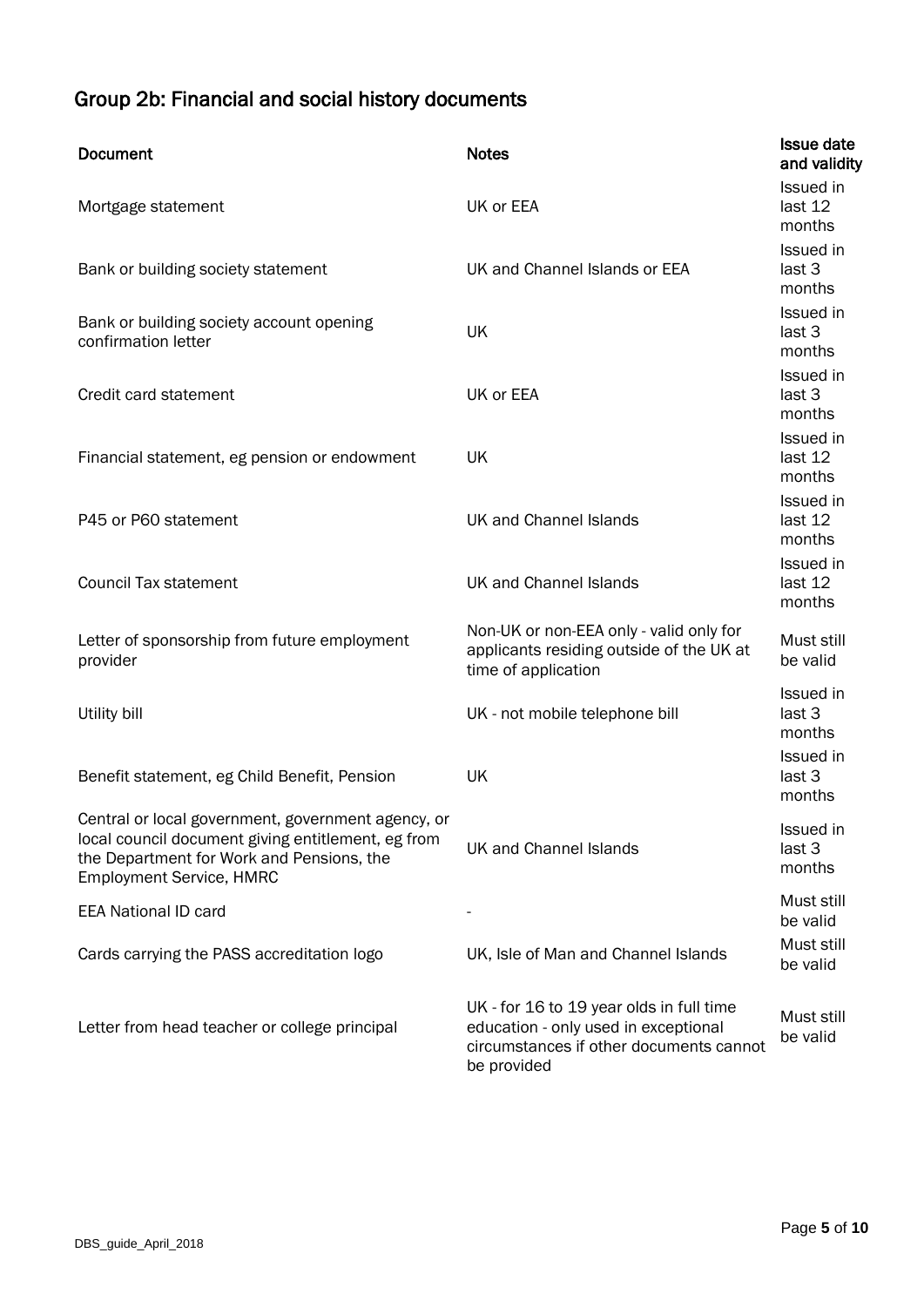## Group 2b: Financial and social history documents

| Document | Notes | Issue date and validity |
|---|---|---|
| Mortgage statement | UK or EEA | Issued in last 12 months |
| Bank or building society statement | UK and Channel Islands or EEA | Issued in last 3 months |
| Bank or building society account opening confirmation letter | UK | Issued in last 3 months |
| Credit card statement | UK or EEA | Issued in last 3 months |
| Financial statement, eg pension or endowment | UK | Issued in last 12 months |
| P45 or P60 statement | UK and Channel Islands | Issued in last 12 months |
| Council Tax statement | UK and Channel Islands | Issued in last 12 months |
| Letter of sponsorship from future employment provider | Non-UK or non-EEA only - valid only for applicants residing outside of the UK at time of application | Must still be valid |
| Utility bill | UK - not mobile telephone bill | Issued in last 3 months |
| Benefit statement, eg Child Benefit, Pension | UK | Issued in last 3 months |
| Central or local government, government agency, or local council document giving entitlement, eg from the Department for Work and Pensions, the Employment Service, HMRC | UK and Channel Islands | Issued in last 3 months |
| EEA National ID card | - | Must still be valid |
| Cards carrying the PASS accreditation logo | UK, Isle of Man and Channel Islands | Must still be valid |
| Letter from head teacher or college principal | UK - for 16 to 19 year olds in full time education - only used in exceptional circumstances if other documents cannot be provided | Must still be valid |

DBS_guide_April_2018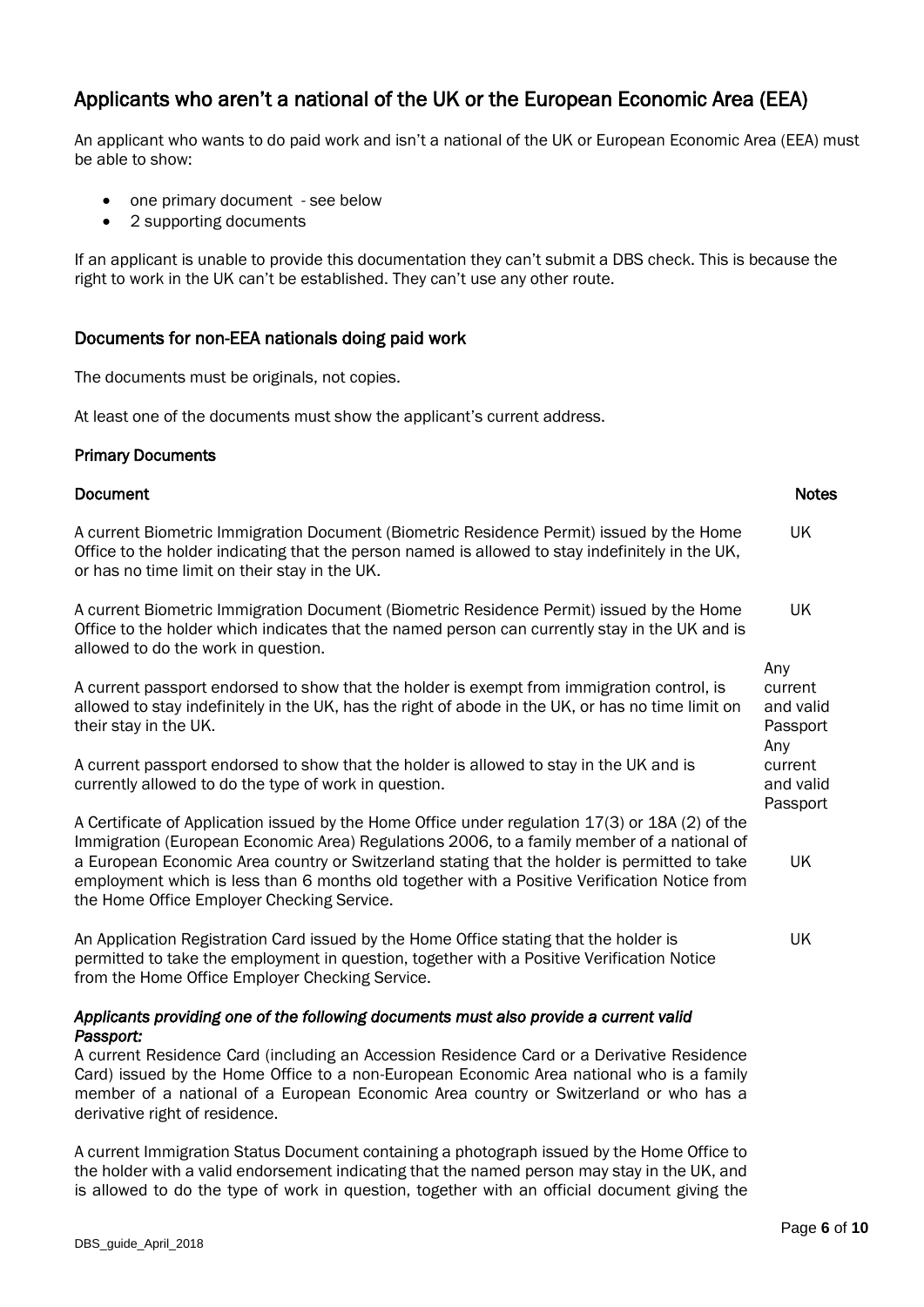## Applicants who aren't a national of the UK or the European Economic Area (EEA)

An applicant who wants to do paid work and isn't a national of the UK or European Economic Area (EEA) must be able to show:

- one primary document - see below
- 2 supporting documents

If an applicant is unable to provide this documentation they can't submit a DBS check. This is because the right to work in the UK can't be established. They can't use any other route.

### Documents for non-EEA nationals doing paid work

The documents must be originals, not copies.

At least one of the documents must show the applicant's current address.

#### Primary Documents

| Document | Notes |
|---|---|
| A current Biometric Immigration Document (Biometric Residence Permit) issued by the Home Office to the holder indicating that the person named is allowed to stay indefinitely in the UK, or has no time limit on their stay in the UK. | UK |
| A current Biometric Immigration Document (Biometric Residence Permit) issued by the Home Office to the holder which indicates that the named person can currently stay in the UK and is allowed to do the work in question. | UK |
| A current passport endorsed to show that the holder is exempt from immigration control, is allowed to stay indefinitely in the UK, has the right of abode in the UK, or has no time limit on their stay in the UK. | Any current and valid Passport |
| A current passport endorsed to show that the holder is allowed to stay in the UK and is currently allowed to do the type of work in question. | Any current and valid Passport |
| A Certificate of Application issued by the Home Office under regulation 17(3) or 18A (2) of the Immigration (European Economic Area) Regulations 2006, to a family member of a national of a European Economic Area country or Switzerland stating that the holder is permitted to take employment which is less than 6 months old together with a Positive Verification Notice from the Home Office Employer Checking Service. | UK |
| An Application Registration Card issued by the Home Office stating that the holder is permitted to take the employment in question, together with a Positive Verification Notice from the Home Office Employer Checking Service. | UK |

***Applicants providing one of the following documents must also provide a current valid Passport:***

A current Residence Card (including an Accession Residence Card or a Derivative Residence Card) issued by the Home Office to a non-European Economic Area national who is a family member of a national of a European Economic Area country or Switzerland or who has a derivative right of residence.

A current Immigration Status Document containing a photograph issued by the Home Office to the holder with a valid endorsement indicating that the named person may stay in the UK, and is allowed to do the type of work in question, together with an official document giving the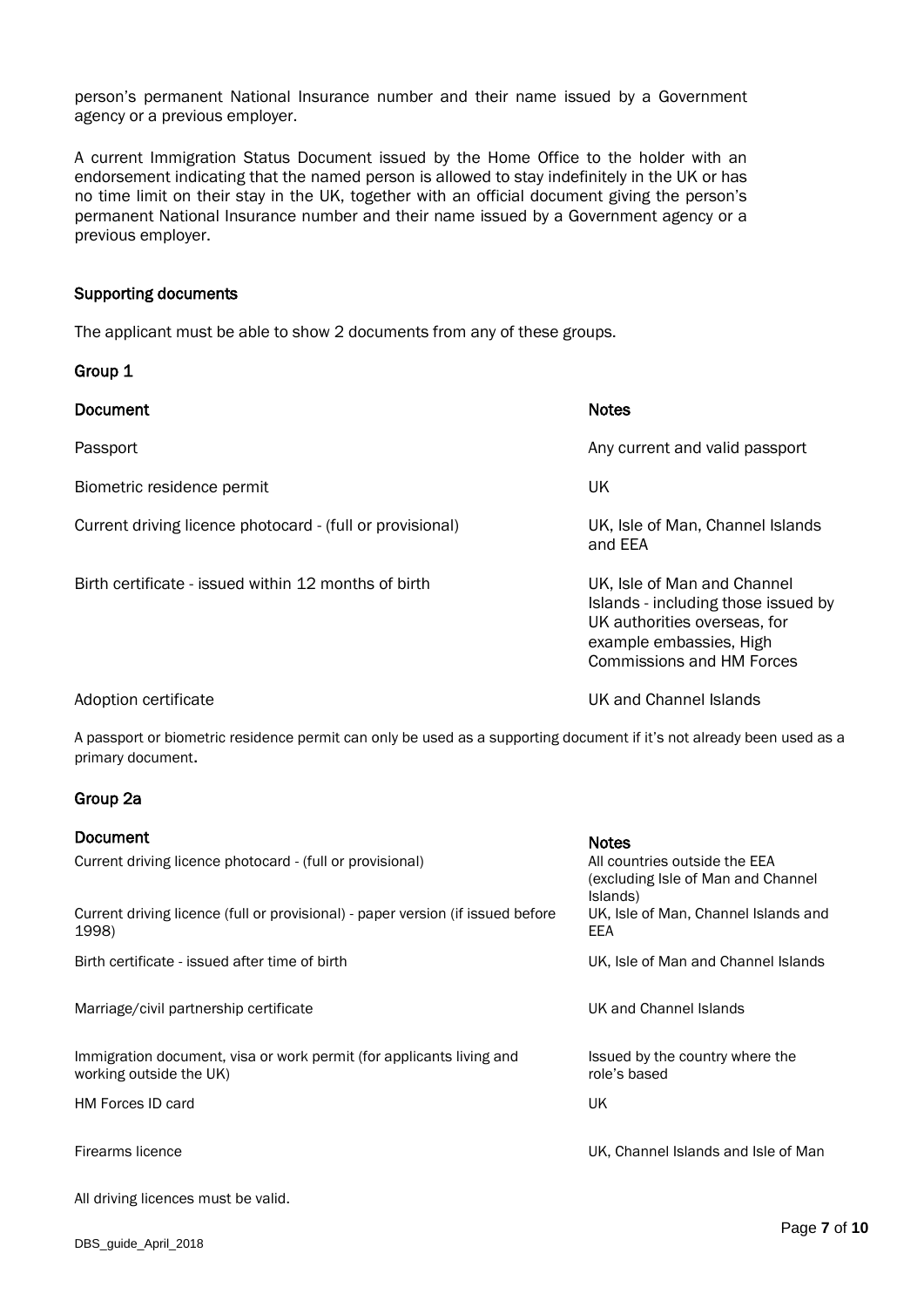person's permanent National Insurance number and their name issued by a Government agency or a previous employer.

A current Immigration Status Document issued by the Home Office to the holder with an endorsement indicating that the named person is allowed to stay indefinitely in the UK or has no time limit on their stay in the UK, together with an official document giving the person's permanent National Insurance number and their name issued by a Government agency or a previous employer.

### Supporting documents

The applicant must be able to show 2 documents from any of these groups.

#### Group 1

| Document | Notes |
|---|---|
| Passport | Any current and valid passport |
| Biometric residence permit | UK |
| Current driving licence photocard - (full or provisional) | UK, Isle of Man, Channel Islands and EEA |
| Birth certificate - issued within 12 months of birth | UK, Isle of Man and Channel Islands - including those issued by UK authorities overseas, for example embassies, High Commissions and HM Forces |
| Adoption certificate | UK and Channel Islands |

A passport or biometric residence permit can only be used as a supporting document if it's not already been used as a primary document.

#### Group 2a

| Document | Notes |
|---|---|
| Current driving licence photocard - (full or provisional) | All countries outside the EEA (excluding Isle of Man and Channel Islands) |
| Current driving licence (full or provisional) - paper version (if issued before 1998) | UK, Isle of Man, Channel Islands and EEA |
| Birth certificate - issued after time of birth | UK, Isle of Man and Channel Islands |
| Marriage/civil partnership certificate | UK and Channel Islands |
| Immigration document, visa or work permit (for applicants living and working outside the UK) | Issued by the country where the role's based |
| HM Forces ID card | UK |
| Firearms licence | UK, Channel Islands and Isle of Man |

All driving licences must be valid.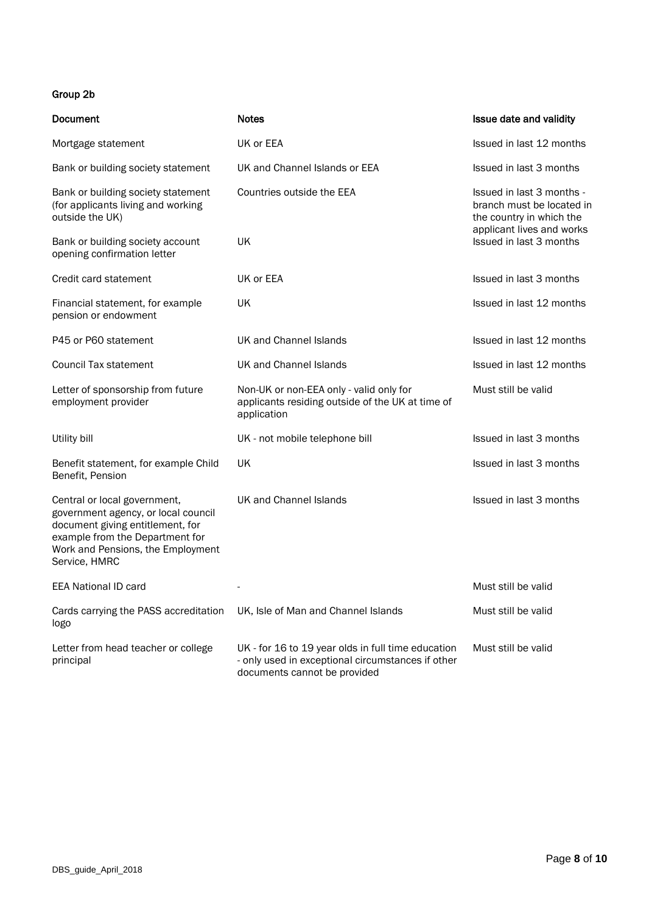### Group 2b

| Document | Notes | Issue date and validity |
|---|---|---|
| Mortgage statement | UK or EEA | Issued in last 12 months |
| Bank or building society statement | UK and Channel Islands or EEA | Issued in last 3 months |
| Bank or building society statement (for applicants living and working outside the UK) | Countries outside the EEA | Issued in last 3 months - branch must be located in the country in which the applicant lives and works |
| Bank or building society account opening confirmation letter | UK | Issued in last 3 months |
| Credit card statement | UK or EEA | Issued in last 3 months |
| Financial statement, for example pension or endowment | UK | Issued in last 12 months |
| P45 or P60 statement | UK and Channel Islands | Issued in last 12 months |
| Council Tax statement | UK and Channel Islands | Issued in last 12 months |
| Letter of sponsorship from future employment provider | Non-UK or non-EEA only - valid only for applicants residing outside of the UK at time of application | Must still be valid |
| Utility bill | UK - not mobile telephone bill | Issued in last 3 months |
| Benefit statement, for example Child Benefit, Pension | UK | Issued in last 3 months |
| Central or local government, government agency, or local council document giving entitlement, for example from the Department for Work and Pensions, the Employment Service, HMRC | UK and Channel Islands | Issued in last 3 months |
| EEA National ID card | - | Must still be valid |
| Cards carrying the PASS accreditation logo | UK, Isle of Man and Channel Islands | Must still be valid |
| Letter from head teacher or college principal | UK - for 16 to 19 year olds in full time education - only used in exceptional circumstances if other documents cannot be provided | Must still be valid |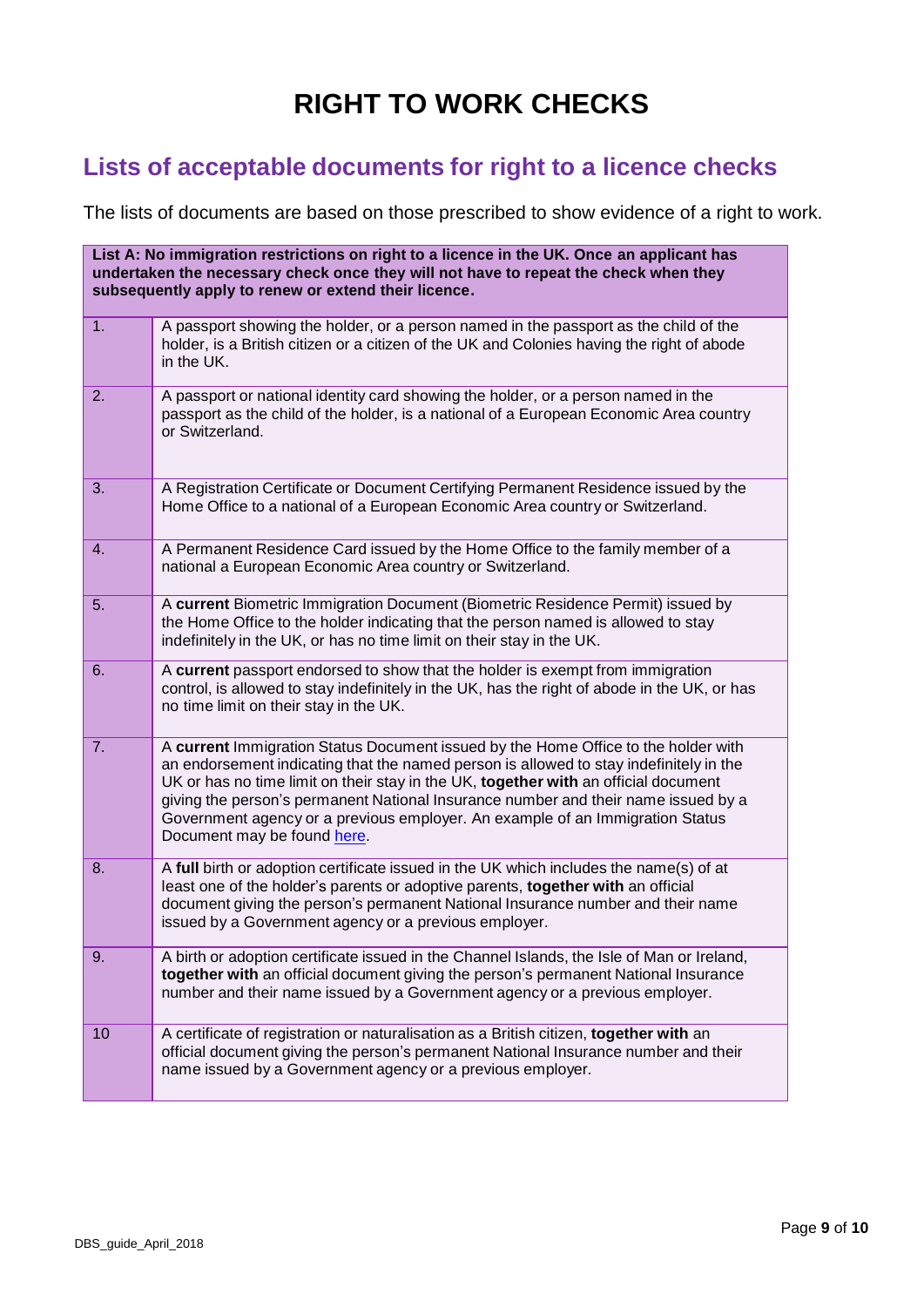# RIGHT TO WORK CHECKS

## Lists of acceptable documents for right to a licence checks

The lists of documents are based on those prescribed to show evidence of a right to work.

| **List A: No immigration restrictions on right to a licence in the UK. Once an applicant has undertaken the necessary check once they will not have to repeat the check when they subsequently apply to renew or extend their licence.** | |
|---|---|
| 1. | A passport showing the holder, or a person named in the passport as the child of the holder, is a British citizen or a citizen of the UK and Colonies having the right of abode in the UK. |
| 2. | A passport or national identity card showing the holder, or a person named in the passport as the child of the holder, is a national of a European Economic Area country or Switzerland. |
| 3. | A Registration Certificate or Document Certifying Permanent Residence issued by the Home Office to a national of a European Economic Area country or Switzerland. |
| 4. | A Permanent Residence Card issued by the Home Office to the family member of a national a European Economic Area country or Switzerland. |
| 5. | A **current** Biometric Immigration Document (Biometric Residence Permit) issued by the Home Office to the holder indicating that the person named is allowed to stay indefinitely in the UK, or has no time limit on their stay in the UK. |
| 6. | A **current** passport endorsed to show that the holder is exempt from immigration control, is allowed to stay indefinitely in the UK, has the right of abode in the UK, or has no time limit on their stay in the UK. |
| 7. | A **current** Immigration Status Document issued by the Home Office to the holder with an endorsement indicating that the named person is allowed to stay indefinitely in the UK or has no time limit on their stay in the UK, **together with** an official document giving the person's permanent National Insurance number and their name issued by a Government agency or a previous employer. An example of an Immigration Status Document may be found here. |
| 8. | A **full** birth or adoption certificate issued in the UK which includes the name(s) of at least one of the holder's parents or adoptive parents, **together with** an official document giving the person's permanent National Insurance number and their name issued by a Government agency or a previous employer. |
| 9. | A birth or adoption certificate issued in the Channel Islands, the Isle of Man or Ireland, **together with** an official document giving the person's permanent National Insurance number and their name issued by a Government agency or a previous employer. |
| 10 | A certificate of registration or naturalisation as a British citizen, **together with** an official document giving the person's permanent National Insurance number and their name issued by a Government agency or a previous employer. |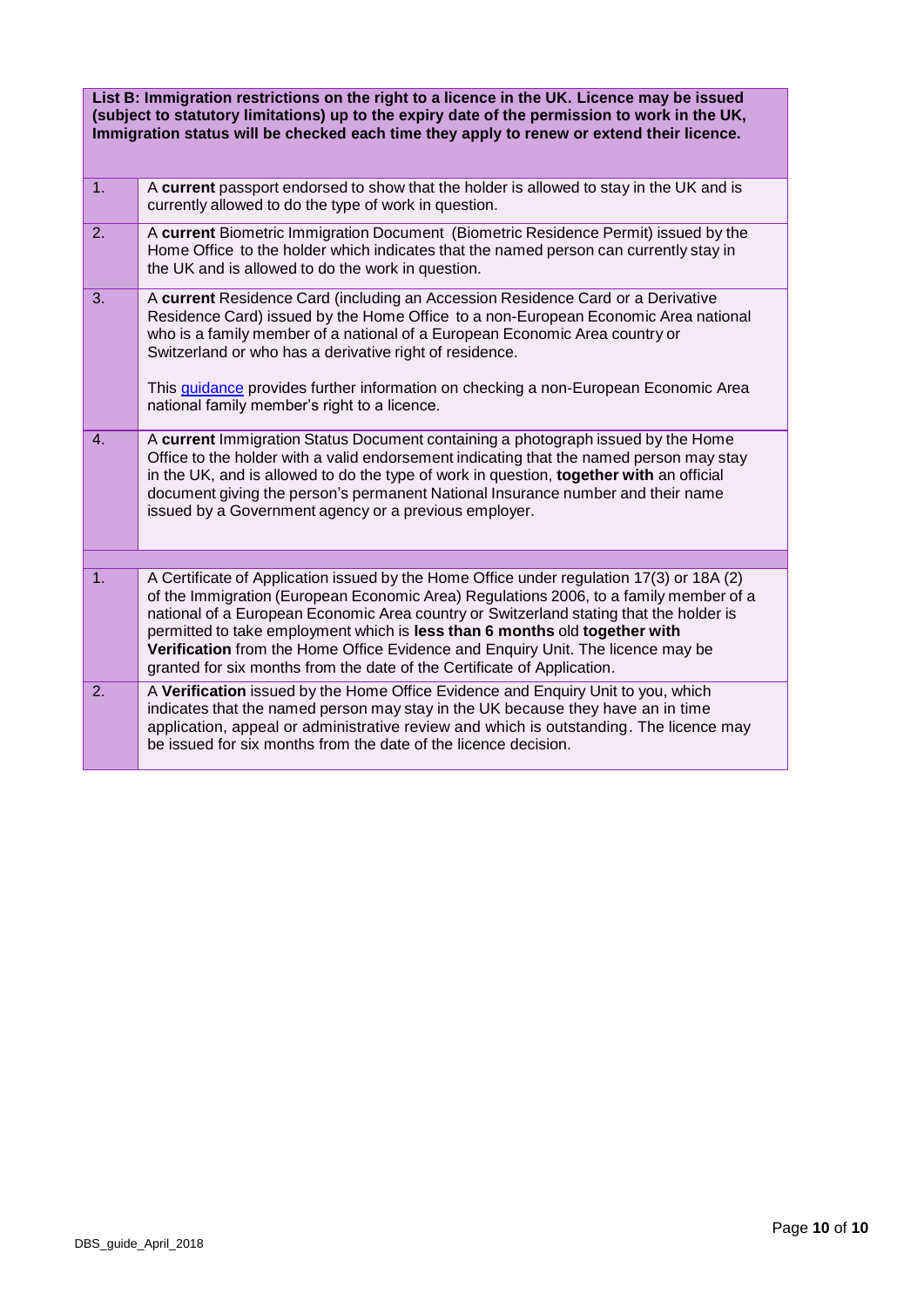| List B: Immigration restrictions on the right to a licence in the UK. Licence may be issued (subject to statutory limitations) up to the expiry date of the permission to work in the UK, Immigration status will be checked each time they apply to renew or extend their licence. | |
|---|---|
| 1. | A **current** passport endorsed to show that the holder is allowed to stay in the UK and is currently allowed to do the type of work in question. |
| 2. | A **current** Biometric Immigration Document (Biometric Residence Permit) issued by the Home Office to the holder which indicates that the named person can currently stay in the UK and is allowed to do the work in question. |
| 3. | A **current** Residence Card (including an Accession Residence Card or a Derivative Residence Card) issued by the Home Office to a non-European Economic Area national who is a family member of a national of a European Economic Area country or Switzerland or who has a derivative right of residence.<br><br>This guidance provides further information on checking a non-European Economic Area national family member's right to a licence. |
| 4. | A **current** Immigration Status Document containing a photograph issued by the Home Office to the holder with a valid endorsement indicating that the named person may stay in the UK, and is allowed to do the type of work in question, **together with** an official document giving the person's permanent National Insurance number and their name issued by a Government agency or a previous employer. |
| | |
| 1. | A Certificate of Application issued by the Home Office under regulation 17(3) or 18A (2) of the Immigration (European Economic Area) Regulations 2006, to a family member of a national of a European Economic Area country or Switzerland stating that the holder is permitted to take employment which is **less than 6 months** old **together with Verification** from the Home Office Evidence and Enquiry Unit. The licence may be granted for six months from the date of the Certificate of Application. |
| 2. | A **Verification** issued by the Home Office Evidence and Enquiry Unit to you, which indicates that the named person may stay in the UK because they have an in time application, appeal or administrative review and which is outstanding. The licence may be issued for six months from the date of the licence decision. |